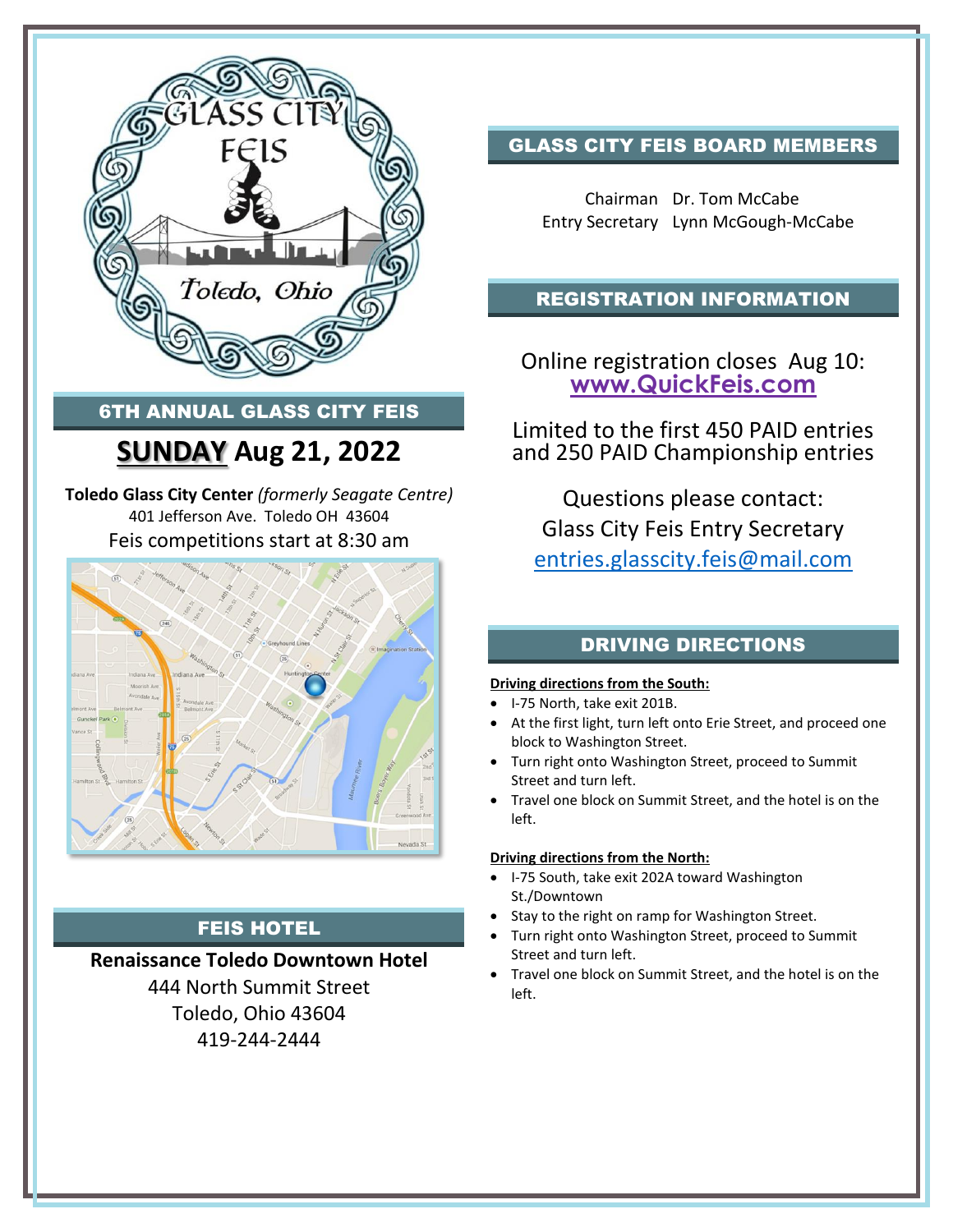## 6TH ANNUAL GLASS CITY FEIS

# **SUNDAY** Aug 21, 2022

**Toledo Glass City Center** *(formerly Seagate Centre)*
401 Jefferson Ave. Toledo OH 43604
Feis competitions start at 8:30 am

## FEIS HOTEL

**Renaissance Toledo Downtown Hotel**
444 North Summit Street
Toledo, Ohio 43604
419-244-2444

## GLASS CITY FEIS BOARD MEMBERS

Chairman Dr. Tom McCabe
Entry Secretary Lynn McGough-McCabe

## REGISTRATION INFORMATION

Online registration closes Aug 10: **www.QuickFeis.com**

Limited to the first 450 PAID entries and 250 PAID Championship entries

Questions please contact:
Glass City Feis Entry Secretary
entries.glasscity.feis@mail.com

## DRIVING DIRECTIONS

**Driving directions from the South:**

- I-75 North, take exit 201B.
- At the first light, turn left onto Erie Street, and proceed one block to Washington Street.
- Turn right onto Washington Street, proceed to Summit Street and turn left.
- Travel one block on Summit Street, and the hotel is on the left.

**Driving directions from the North:**

- I-75 South, take exit 202A toward Washington St./Downtown
- Stay to the right on ramp for Washington Street.
- Turn right onto Washington Street, proceed to Summit Street and turn left.
- Travel one block on Summit Street, and the hotel is on the left.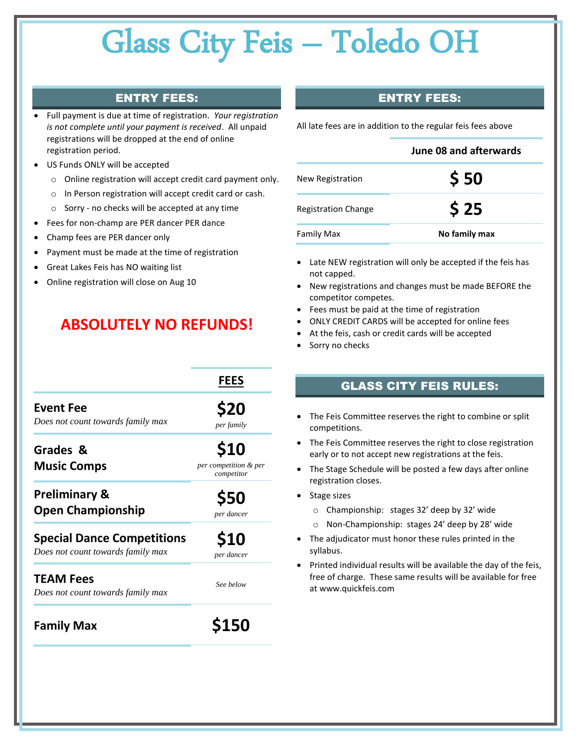# Glass City Feis – Toledo OH

## ENTRY FEES:

- Full payment is due at time of registration. *Your registration is not complete until your payment is received*. All unpaid registrations will be dropped at the end of online registration period.
- US Funds ONLY will be accepted
  - Online registration will accept credit card payment only.
  - In Person registration will accept credit card or cash.
  - Sorry - no checks will be accepted at any time
- Fees for non-champ are PER dancer PER dance
- Champ fees are PER dancer only
- Payment must be made at the time of registration
- Great Lakes Feis has NO waiting list
- Online registration will close on Aug 10

**ABSOLUTELY NO REFUNDS!**

| | **FEES** |
|---|---|
| **Event Fee** *Does not count towards family max* | **$20** *per family* |
| **Grades & Music Comps** | **$10** *per competition & per competitor* |
| **Preliminary & Open Championship** | **$50** *per dancer* |
| **Special Dance Competitions** *Does not count towards family max* | **$10** *per dancer* |
| **TEAM Fees** *Does not count towards family max* | *See below* |
| **Family Max** | **$150** |

## ENTRY FEES:

All late fees are in addition to the regular feis fees above

| | **June 08 and afterwards** |
|---|---|
| New Registration | **$ 50** |
| Registration Change | **$ 25** |
| Family Max | **No family max** |

- Late NEW registration will only be accepted if the feis has not capped.
- New registrations and changes must be made BEFORE the competitor competes.
- Fees must be paid at the time of registration
- ONLY CREDIT CARDS will be accepted for online fees
- At the feis, cash or credit cards will be accepted
- Sorry no checks

## GLASS CITY FEIS RULES:

- The Feis Committee reserves the right to combine or split competitions.
- The Feis Committee reserves the right to close registration early or to not accept new registrations at the feis.
- The Stage Schedule will be posted a few days after online registration closes.
- Stage sizes
  - Championship: stages 32' deep by 32' wide
  - Non-Championship: stages 24' deep by 28' wide
- The adjudicator must honor these rules printed in the syllabus.
- Printed individual results will be available the day of the feis, free of charge. These same results will be available for free at www.quickfeis.com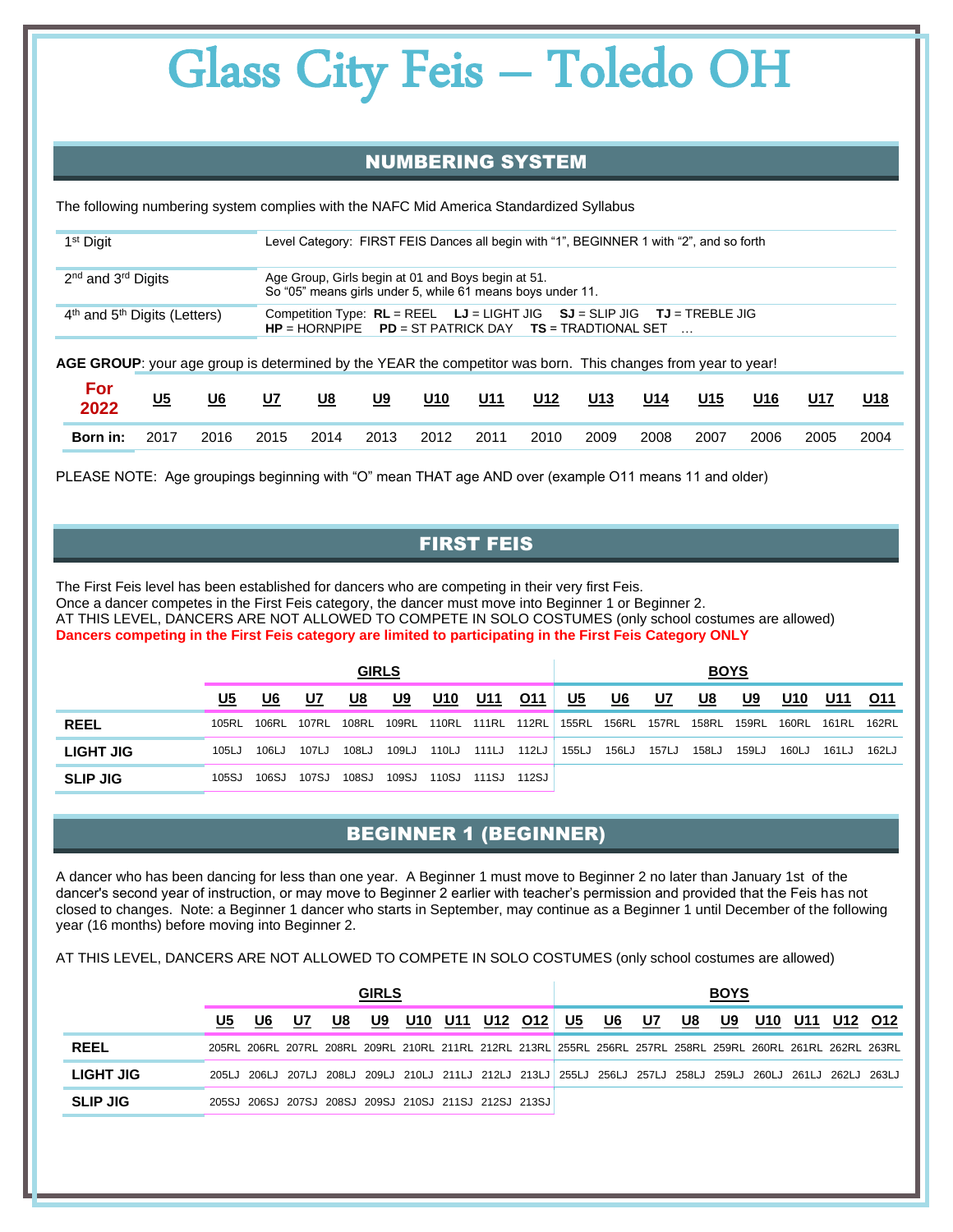# Glass City Feis – Toledo OH

## NUMBERING SYSTEM

The following numbering system complies with the NAFC Mid America Standardized Syllabus

| | |
|---|---|
| 1st Digit | Level Category: FIRST FEIS Dances all begin with "1", BEGINNER 1 with "2", and so forth |
| 2nd and 3rd Digits | Age Group, Girls begin at 01 and Boys begin at 51. So "05" means girls under 5, while 61 means boys under 11. |
| 4th and 5th Digits (Letters) | Competition Type: **RL** = REEL **LJ** = LIGHT JIG **SJ** = SLIP JIG **TJ** = TREBLE JIG **HP** = HORNPIPE **PD** = ST PATRICK DAY **TS** = TRADTIONAL SET … |

**AGE GROUP**: your age group is determined by the YEAR the competitor was born. This changes from year to year!

| For 2022 | U5 | U6 | U7 | U8 | U9 | U10 | U11 | U12 | U13 | U14 | U15 | U16 | U17 | U18 |
|---|---|---|---|---|---|---|---|---|---|---|---|---|---|---|
| **Born in:** | 2017 | 2016 | 2015 | 2014 | 2013 | 2012 | 2011 | 2010 | 2009 | 2008 | 2007 | 2006 | 2005 | 2004 |

PLEASE NOTE: Age groupings beginning with "O" mean THAT age AND over (example O11 means 11 and older)

## FIRST FEIS

The First Feis level has been established for dancers who are competing in their very first Feis.
Once a dancer competes in the First Feis category, the dancer must move into Beginner 1 or Beginner 2.
AT THIS LEVEL, DANCERS ARE NOT ALLOWED TO COMPETE IN SOLO COSTUMES (only school costumes are allowed)
**Dancers competing in the First Feis category are limited to participating in the First Feis Category ONLY**

| | GIRLS | | | | | | | | BOYS | | | | | | | |
|---|---|---|---|---|---|---|---|---|---|---|---|---|---|---|---|---|
| | U5 | U6 | U7 | U8 | U9 | U10 | U11 | O11 | U5 | U6 | U7 | U8 | U9 | U10 | U11 | O11 |
| **REEL** | 105RL | 106RL | 107RL | 108RL | 109RL | 110RL | 111RL | 112RL | 155RL | 156RL | 157RL | 158RL | 159RL | 160RL | 161RL | 162RL |
| **LIGHT JIG** | 105LJ | 106LJ | 107LJ | 108LJ | 109LJ | 110LJ | 111LJ | 112LJ | 155LJ | 156LJ | 157LJ | 158LJ | 159LJ | 160LJ | 161LJ | 162LJ |
| **SLIP JIG** | 105SJ | 106SJ | 107SJ | 108SJ | 109SJ | 110SJ | 111SJ | 112SJ | | | | | | | | |

## BEGINNER 1 (BEGINNER)

A dancer who has been dancing for less than one year. A Beginner 1 must move to Beginner 2 no later than January 1st of the dancer's second year of instruction, or may move to Beginner 2 earlier with teacher's permission and provided that the Feis has not closed to changes. Note: a Beginner 1 dancer who starts in September, may continue as a Beginner 1 until December of the following year (16 months) before moving into Beginner 2.

AT THIS LEVEL, DANCERS ARE NOT ALLOWED TO COMPETE IN SOLO COSTUMES (only school costumes are allowed)

| | GIRLS | | | | | | | | | BOYS | | | | | | | | |
|---|---|---|---|---|---|---|---|---|---|---|---|---|---|---|---|---|---|---|
| | U5 | U6 | U7 | U8 | U9 | U10 | U11 | U12 | O12 | U5 | U6 | U7 | U8 | U9 | U10 | U11 | U12 | O12 |
| **REEL** | 205RL | 206RL | 207RL | 208RL | 209RL | 210RL | 211RL | 212RL | 213RL | 255RL | 256RL | 257RL | 258RL | 259RL | 260RL | 261RL | 262RL | 263RL |
| **LIGHT JIG** | 205LJ | 206LJ | 207LJ | 208LJ | 209LJ | 210LJ | 211LJ | 212LJ | 213LJ | 255LJ | 256LJ | 257LJ | 258LJ | 259LJ | 260LJ | 261LJ | 262LJ | 263LJ |
| **SLIP JIG** | 205SJ | 206SJ | 207SJ | 208SJ | 209SJ | 210SJ | 211SJ | 212SJ | 213SJ | | | | | | | | | |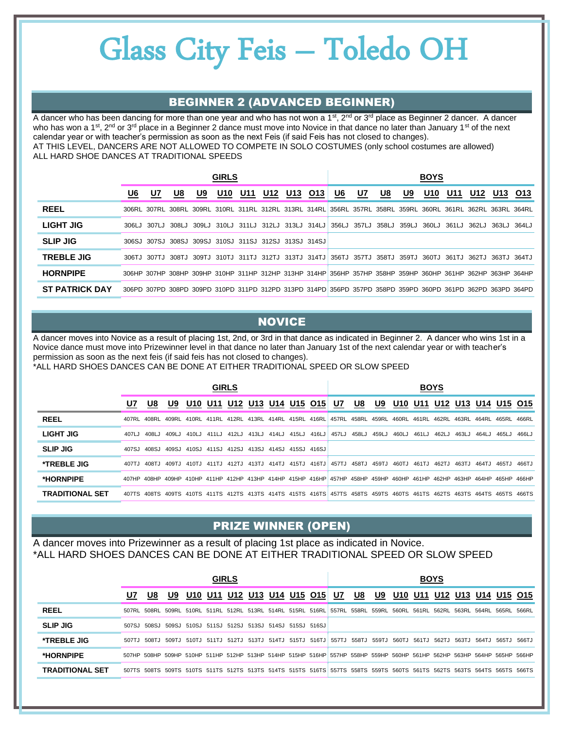# Glass City Feis – Toledo OH

## BEGINNER 2 (ADVANCED BEGINNER)

A dancer who has been dancing for more than one year and who has not won a 1st, 2nd or 3rd place as Beginner 2 dancer. A dancer who has won a 1st, 2nd or 3rd place in a Beginner 2 dance must move into Novice in that dance no later than January 1st of the next calendar year or with teacher's permission as soon as the next Feis (if said Feis has not closed to changes).

AT THIS LEVEL, DANCERS ARE NOT ALLOWED TO COMPETE IN SOLO COSTUMES (only school costumes are allowed)

ALL HARD SHOE DANCES AT TRADITIONAL SPEEDS

| | GIRLS | | | | | | | | | BOYS | | | | | | | | |
|---|---|---|---|---|---|---|---|---|---|---|---|---|---|---|---|---|---|---|
| | U6 | U7 | U8 | U9 | U10 | U11 | U12 | U13 | O13 | U6 | U7 | U8 | U9 | U10 | U11 | U12 | U13 | O13 |
| REEL | 306RL | 307RL | 308RL | 309RL | 310RL | 311RL | 312RL | 313RL | 314RL | 356RL | 357RL | 358RL | 359RL | 360RL | 361RL | 362RL | 363RL | 364RL |
| LIGHT JIG | 306LJ | 307LJ | 308LJ | 309LJ | 310LJ | 311LJ | 312LJ | 313LJ | 314LJ | 356LJ | 357LJ | 358LJ | 359LJ | 360LJ | 361LJ | 362LJ | 363LJ | 364LJ |
| SLIP JIG | 306SJ | 307SJ | 308SJ | 309SJ | 310SJ | 311SJ | 312SJ | 313SJ | 314SJ | | | | | | | | | |
| TREBLE JIG | 306TJ | 307TJ | 308TJ | 309TJ | 310TJ | 311TJ | 312TJ | 313TJ | 314TJ | 356TJ | 357TJ | 358TJ | 359TJ | 360TJ | 361TJ | 362TJ | 363TJ | 364TJ |
| HORNPIPE | 306HP | 307HP | 308HP | 309HP | 310HP | 311HP | 312HP | 313HP | 314HP | 356HP | 357HP | 358HP | 359HP | 360HP | 361HP | 362HP | 363HP | 364HP |
| ST PATRICK DAY | 306PD | 307PD | 308PD | 309PD | 310PD | 311PD | 312PD | 313PD | 314PD | 356PD | 357PD | 358PD | 359PD | 360PD | 361PD | 362PD | 363PD | 364PD |

## NOVICE

A dancer moves into Novice as a result of placing 1st, 2nd, or 3rd in that dance as indicated in Beginner 2. A dancer who wins 1st in a Novice dance must move into Prizewinner level in that dance no later than January 1st of the next calendar year or with teacher's permission as soon as the next feis (if said feis has not closed to changes).

*ALL HARD SHOES DANCES CAN BE DONE AT EITHER TRADITIONAL SPEED OR SLOW SPEED

| | GIRLS | | | | | | | | | | BOYS | | | | | | | | | |
|---|---|---|---|---|---|---|---|---|---|---|---|---|---|---|---|---|---|---|---|---|
| | U7 | U8 | U9 | U10 | U11 | U12 | U13 | U14 | U15 | O15 | U7 | U8 | U9 | U10 | U11 | U12 | U13 | U14 | U15 | O15 |
| REEL | 407RL | 408RL | 409RL | 410RL | 411RL | 412RL | 413RL | 414RL | 415RL | 416RL | 457RL | 458RL | 459RL | 460RL | 461RL | 462RL | 463RL | 464RL | 465RL | 466RL |
| LIGHT JIG | 407LJ | 408LJ | 409LJ | 410LJ | 411LJ | 412LJ | 413LJ | 414LJ | 415LJ | 416LJ | 457LJ | 458LJ | 459LJ | 460LJ | 461LJ | 462LJ | 463LJ | 464LJ | 465LJ | 466LJ |
| SLIP JIG | 407SJ | 408SJ | 409SJ | 410SJ | 411SJ | 412SJ | 413SJ | 414SJ | 415SJ | 416SJ | | | | | | | | | | |
| *TREBLE JIG | 407TJ | 408TJ | 409TJ | 410TJ | 411TJ | 412TJ | 413TJ | 414TJ | 415TJ | 416TJ | 457TJ | 458TJ | 459TJ | 460TJ | 461TJ | 462TJ | 463TJ | 464TJ | 465TJ | 466TJ |
| *HORNPIPE | 407HP | 408HP | 409HP | 410HP | 411HP | 412HP | 413HP | 414HP | 415HP | 416HP | 457HP | 458HP | 459HP | 460HP | 461HP | 462HP | 463HP | 464HP | 465HP | 466HP |
| TRADITIONAL SET | 407TS | 408TS | 409TS | 410TS | 411TS | 412TS | 413TS | 414TS | 415TS | 416TS | 457TS | 458TS | 459TS | 460TS | 461TS | 462TS | 463TS | 464TS | 465TS | 466TS |

## PRIZE WINNER (OPEN)

A dancer moves into Prizewinner as a result of placing 1st place as indicated in Novice.

*ALL HARD SHOES DANCES CAN BE DONE AT EITHER TRADITIONAL SPEED OR SLOW SPEED

| | GIRLS | | | | | | | | | | BOYS | | | | | | | | | |
|---|---|---|---|---|---|---|---|---|---|---|---|---|---|---|---|---|---|---|---|---|
| | U7 | U8 | U9 | U10 | U11 | U12 | U13 | U14 | U15 | O15 | U7 | U8 | U9 | U10 | U11 | U12 | U13 | U14 | U15 | O15 |
| REEL | 507RL | 508RL | 509RL | 510RL | 511RL | 512RL | 513RL | 514RL | 515RL | 516RL | 557RL | 558RL | 559RL | 560RL | 561RL | 562RL | 563RL | 564RL | 565RL | 566RL |
| SLIP JIG | 507SJ | 508SJ | 509SJ | 510SJ | 511SJ | 512SJ | 513SJ | 514SJ | 515SJ | 516SJ | | | | | | | | | | |
| *TREBLE JIG | 507TJ | 508TJ | 509TJ | 510TJ | 511TJ | 512TJ | 513TJ | 514TJ | 515TJ | 516TJ | 557TJ | 558TJ | 559TJ | 560TJ | 561TJ | 562TJ | 563TJ | 564TJ | 565TJ | 566TJ |
| *HORNPIPE | 507HP | 508HP | 509HP | 510HP | 511HP | 512HP | 513HP | 514HP | 515HP | 516HP | 557HP | 558HP | 559HP | 560HP | 561HP | 562HP | 563HP | 564HP | 565HP | 566HP |
| TRADITIONAL SET | 507TS | 508TS | 509TS | 510TS | 511TS | 512TS | 513TS | 514TS | 515TS | 516TS | 557TS | 558TS | 559TS | 560TS | 561TS | 562TS | 563TS | 564TS | 565TS | 566TS |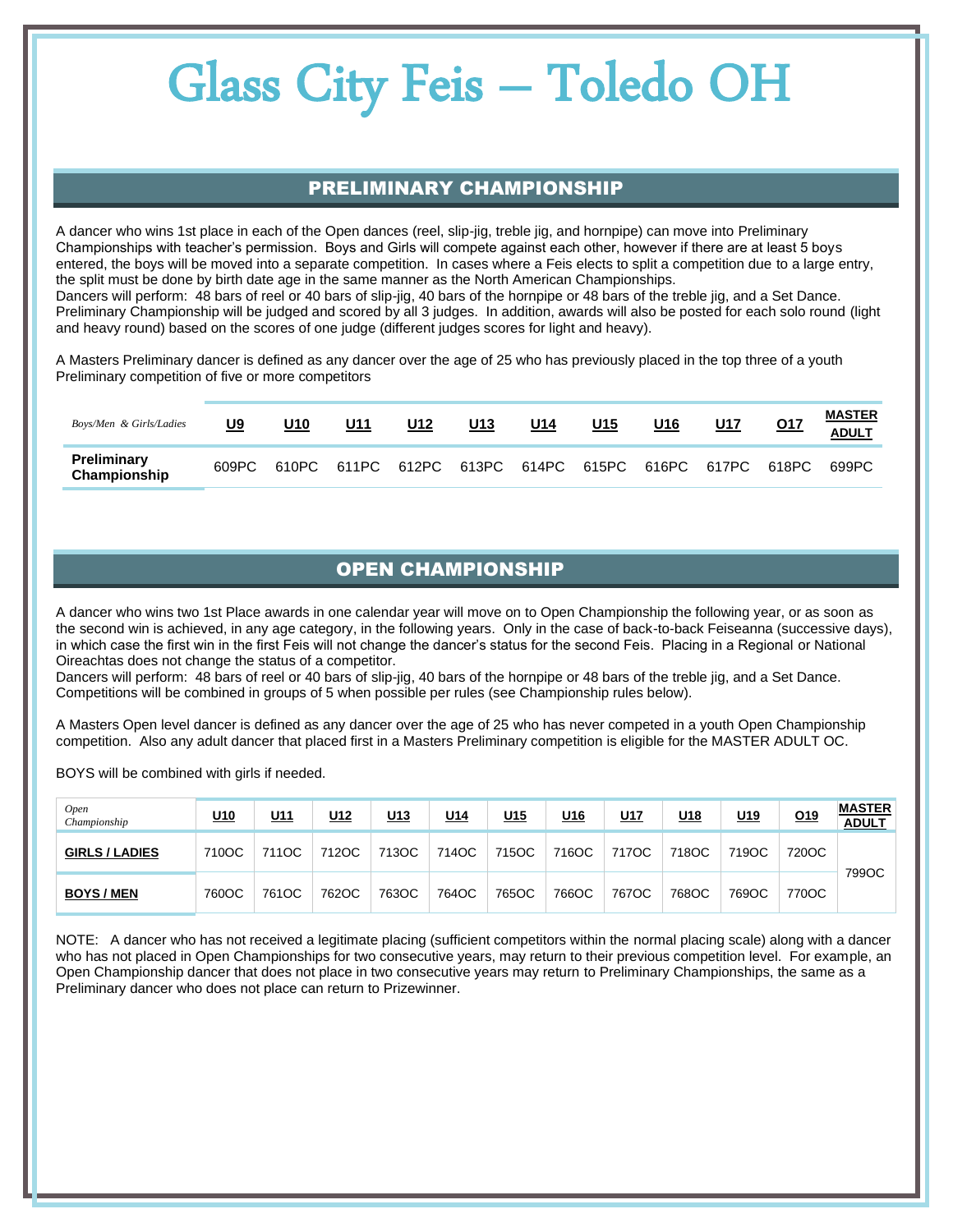# Glass City Feis – Toledo OH

## PRELIMINARY CHAMPIONSHIP

A dancer who wins 1st place in each of the Open dances (reel, slip-jig, treble jig, and hornpipe) can move into Preliminary Championships with teacher's permission. Boys and Girls will compete against each other, however if there are at least 5 boys entered, the boys will be moved into a separate competition. In cases where a Feis elects to split a competition due to a large entry, the split must be done by birth date age in the same manner as the North American Championships.
Dancers will perform: 48 bars of reel or 40 bars of slip-jig, 40 bars of the hornpipe or 48 bars of the treble jig, and a Set Dance. Preliminary Championship will be judged and scored by all 3 judges. In addition, awards will also be posted for each solo round (light and heavy round) based on the scores of one judge (different judges scores for light and heavy).

A Masters Preliminary dancer is defined as any dancer over the age of 25 who has previously placed in the top three of a youth Preliminary competition of five or more competitors

| *Boys/Men & Girls/Ladies* | U9 | U10 | U11 | U12 | U13 | U14 | U15 | U16 | U17 | O17 | MASTER ADULT |
|---|---|---|---|---|---|---|---|---|---|---|---|
| **Preliminary Championship** | 609PC | 610PC | 611PC | 612PC | 613PC | 614PC | 615PC | 616PC | 617PC | 618PC | 699PC |

## OPEN CHAMPIONSHIP

A dancer who wins two 1st Place awards in one calendar year will move on to Open Championship the following year, or as soon as the second win is achieved, in any age category, in the following years. Only in the case of back-to-back Feiseanna (successive days), in which case the first win in the first Feis will not change the dancer's status for the second Feis. Placing in a Regional or National Oireachtas does not change the status of a competitor.
Dancers will perform: 48 bars of reel or 40 bars of slip-jig, 40 bars of the hornpipe or 48 bars of the treble jig, and a Set Dance. Competitions will be combined in groups of 5 when possible per rules (see Championship rules below).

A Masters Open level dancer is defined as any dancer over the age of 25 who has never competed in a youth Open Championship competition. Also any adult dancer that placed first in a Masters Preliminary competition is eligible for the MASTER ADULT OC.

BOYS will be combined with girls if needed.

| *Open Championship* | U10 | U11 | U12 | U13 | U14 | U15 | U16 | U17 | U18 | U19 | O19 | MASTER ADULT |
|---|---|---|---|---|---|---|---|---|---|---|---|---|
| **GIRLS / LADIES** | 710OC | 711OC | 712OC | 713OC | 714OC | 715OC | 716OC | 717OC | 718OC | 719OC | 720OC | 799OC |
| **BOYS / MEN** | 760OC | 761OC | 762OC | 763OC | 764OC | 765OC | 766OC | 767OC | 768OC | 769OC | 770OC | |

NOTE: A dancer who has not received a legitimate placing (sufficient competitors within the normal placing scale) along with a dancer who has not placed in Open Championships for two consecutive years, may return to their previous competition level. For example, an Open Championship dancer that does not place in two consecutive years may return to Preliminary Championships, the same as a Preliminary dancer who does not place can return to Prizewinner.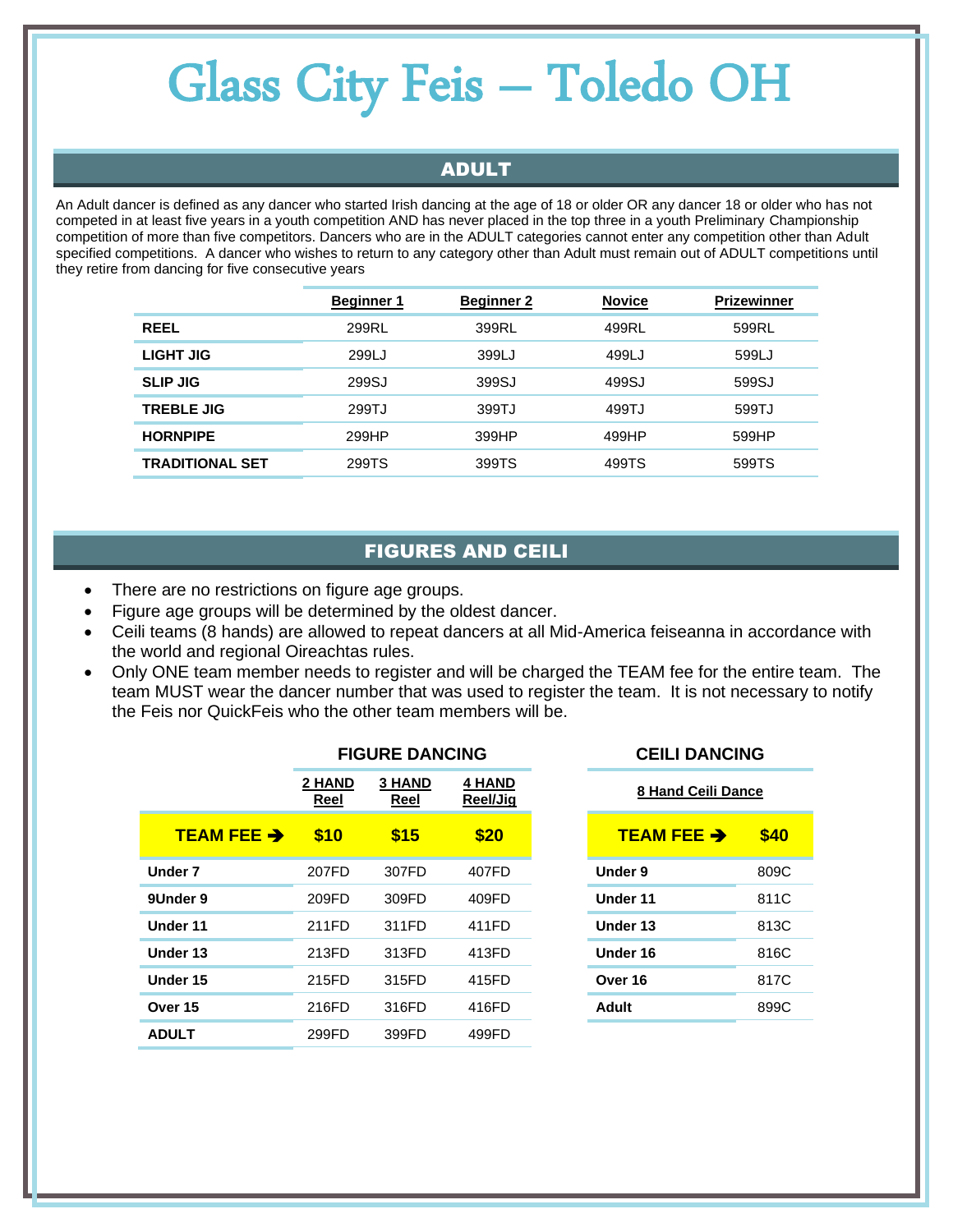# Glass City Feis – Toledo OH

## ADULT

An Adult dancer is defined as any dancer who started Irish dancing at the age of 18 or older OR any dancer 18 or older who has not competed in at least five years in a youth competition AND has never placed in the top three in a youth Preliminary Championship competition of more than five competitors. Dancers who are in the ADULT categories cannot enter any competition other than Adult specified competitions. A dancer who wishes to return to any category other than Adult must remain out of ADULT competitions until they retire from dancing for five consecutive years

| | Beginner 1 | Beginner 2 | Novice | Prizewinner |
|---|---|---|---|---|
| **REEL** | 299RL | 399RL | 499RL | 599RL |
| **LIGHT JIG** | 299LJ | 399LJ | 499LJ | 599LJ |
| **SLIP JIG** | 299SJ | 399SJ | 499SJ | 599SJ |
| **TREBLE JIG** | 299TJ | 399TJ | 499TJ | 599TJ |
| **HORNPIPE** | 299HP | 399HP | 499HP | 599HP |
| **TRADITIONAL SET** | 299TS | 399TS | 499TS | 599TS |

## FIGURES AND CEILI

- There are no restrictions on figure age groups.
- Figure age groups will be determined by the oldest dancer.
- Ceili teams (8 hands) are allowed to repeat dancers at all Mid-America feiseanna in accordance with the world and regional Oireachtas rules.
- Only ONE team member needs to register and will be charged the TEAM fee for the entire team. The team MUST wear the dancer number that was used to register the team. It is not necessary to notify the Feis nor QuickFeis who the other team members will be.

### FIGURE DANCING

| | 2 HAND Reel | 3 HAND Reel | 4 HAND Reel/Jig |
|---|---|---|---|
| **TEAM FEE ➔** | **$10** | **$15** | **$20** |
| **Under 7** | 207FD | 307FD | 407FD |
| **9Under 9** | 209FD | 309FD | 409FD |
| **Under 11** | 211FD | 311FD | 411FD |
| **Under 13** | 213FD | 313FD | 413FD |
| **Under 15** | 215FD | 315FD | 415FD |
| **Over 15** | 216FD | 316FD | 416FD |
| **ADULT** | 299FD | 399FD | 499FD |

### CEILI DANCING

| | 8 Hand Ceili Dance |
|---|---|
| **TEAM FEE ➔** | **$40** |
| **Under 9** | 809C |
| **Under 11** | 811C |
| **Under 13** | 813C |
| **Under 16** | 816C |
| **Over 16** | 817C |
| **Adult** | 899C |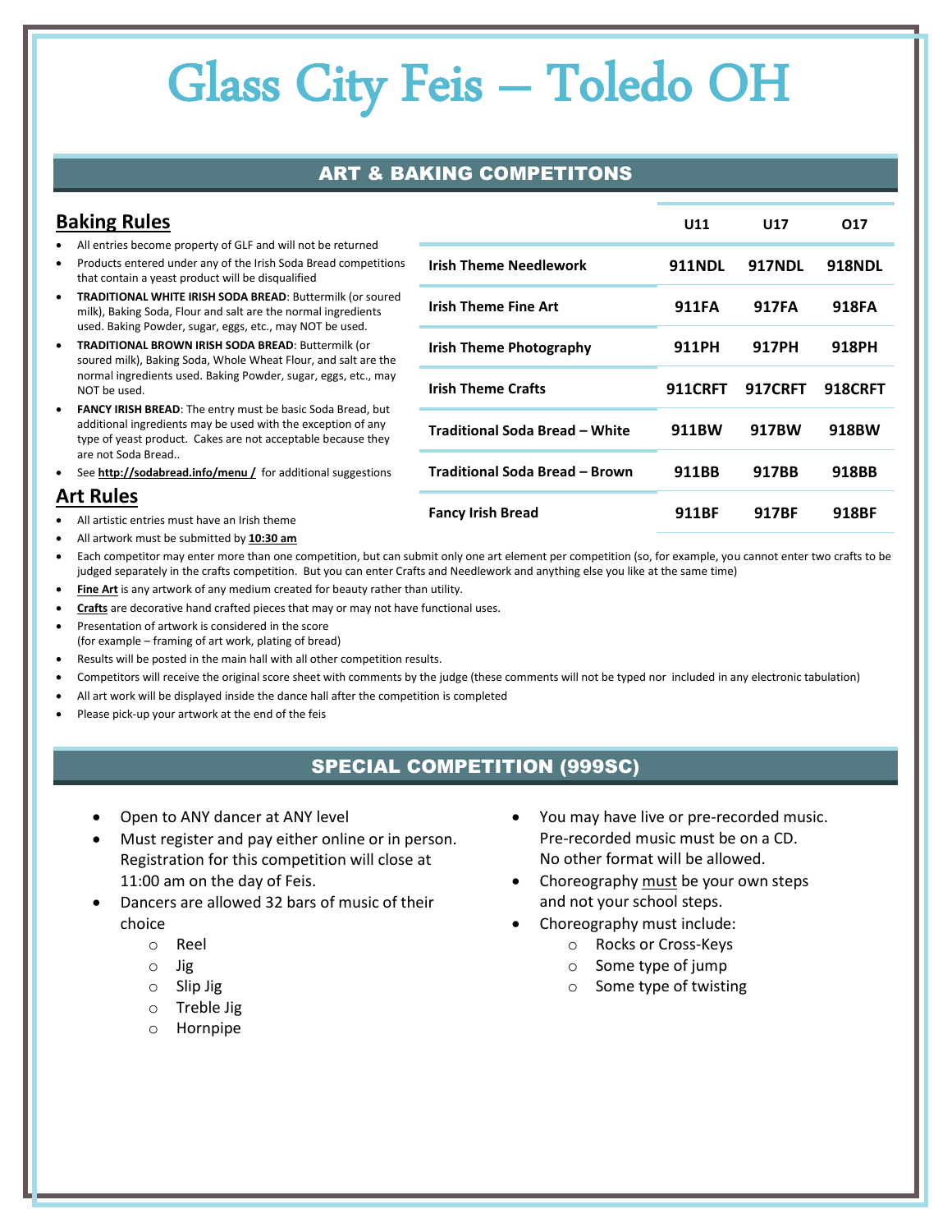# Glass City Feis – Toledo OH

## ART & BAKING COMPETITONS

### Baking Rules

- All entries become property of GLF and will not be returned
- Products entered under any of the Irish Soda Bread competitions that contain a yeast product will be disqualified
- **TRADITIONAL WHITE IRISH SODA BREAD**: Buttermilk (or soured milk), Baking Soda, Flour and salt are the normal ingredients used. Baking Powder, sugar, eggs, etc., may NOT be used.
- **TRADITIONAL BROWN IRISH SODA BREAD**: Buttermilk (or soured milk), Baking Soda, Whole Wheat Flour, and salt are the normal ingredients used. Baking Powder, sugar, eggs, etc., may NOT be used.
- **FANCY IRISH BREAD**: The entry must be basic Soda Bread, but additional ingredients may be used with the exception of any type of yeast product. Cakes are not acceptable because they are not Soda Bread..
- See **http://sodabread.info/menu /** for additional suggestions

| | U11 | U17 | O17 |
|---|---|---|---|
| **Irish Theme Needlework** | **911NDL** | **917NDL** | **918NDL** |
| **Irish Theme Fine Art** | **911FA** | **917FA** | **918FA** |
| **Irish Theme Photography** | **911PH** | **917PH** | **918PH** |
| **Irish Theme Crafts** | **911CRFT** | **917CRFT** | **918CRFT** |
| **Traditional Soda Bread – White** | **911BW** | **917BW** | **918BW** |
| **Traditional Soda Bread – Brown** | **911BB** | **917BB** | **918BB** |
| **Fancy Irish Bread** | **911BF** | **917BF** | **918BF** |

### Art Rules

- All artistic entries must have an Irish theme
- All artwork must be submitted by **10:30 am**
- Each competitor may enter more than one competition, but can submit only one art element per competition (so, for example, you cannot enter two crafts to be judged separately in the crafts competition. But you can enter Crafts and Needlework and anything else you like at the same time)
- **Fine Art** is any artwork of any medium created for beauty rather than utility.
- **Crafts** are decorative hand crafted pieces that may or may not have functional uses.
- Presentation of artwork is considered in the score (for example – framing of art work, plating of bread)
- Results will be posted in the main hall with all other competition results.
- Competitors will receive the original score sheet with comments by the judge (these comments will not be typed nor included in any electronic tabulation)
- All art work will be displayed inside the dance hall after the competition is completed
- Please pick-up your artwork at the end of the feis

## SPECIAL COMPETITION (999SC)

- Open to ANY dancer at ANY level
- Must register and pay either online or in person. Registration for this competition will close at 11:00 am on the day of Feis.
- Dancers are allowed 32 bars of music of their choice
  - Reel
  - Jig
  - Slip Jig
  - Treble Jig
  - Hornpipe
- You may have live or pre-recorded music. Pre-recorded music must be on a CD. No other format will be allowed.
- Choreography must be your own steps and not your school steps.
- Choreography must include:
  - Rocks or Cross-Keys
  - Some type of jump
  - Some type of twisting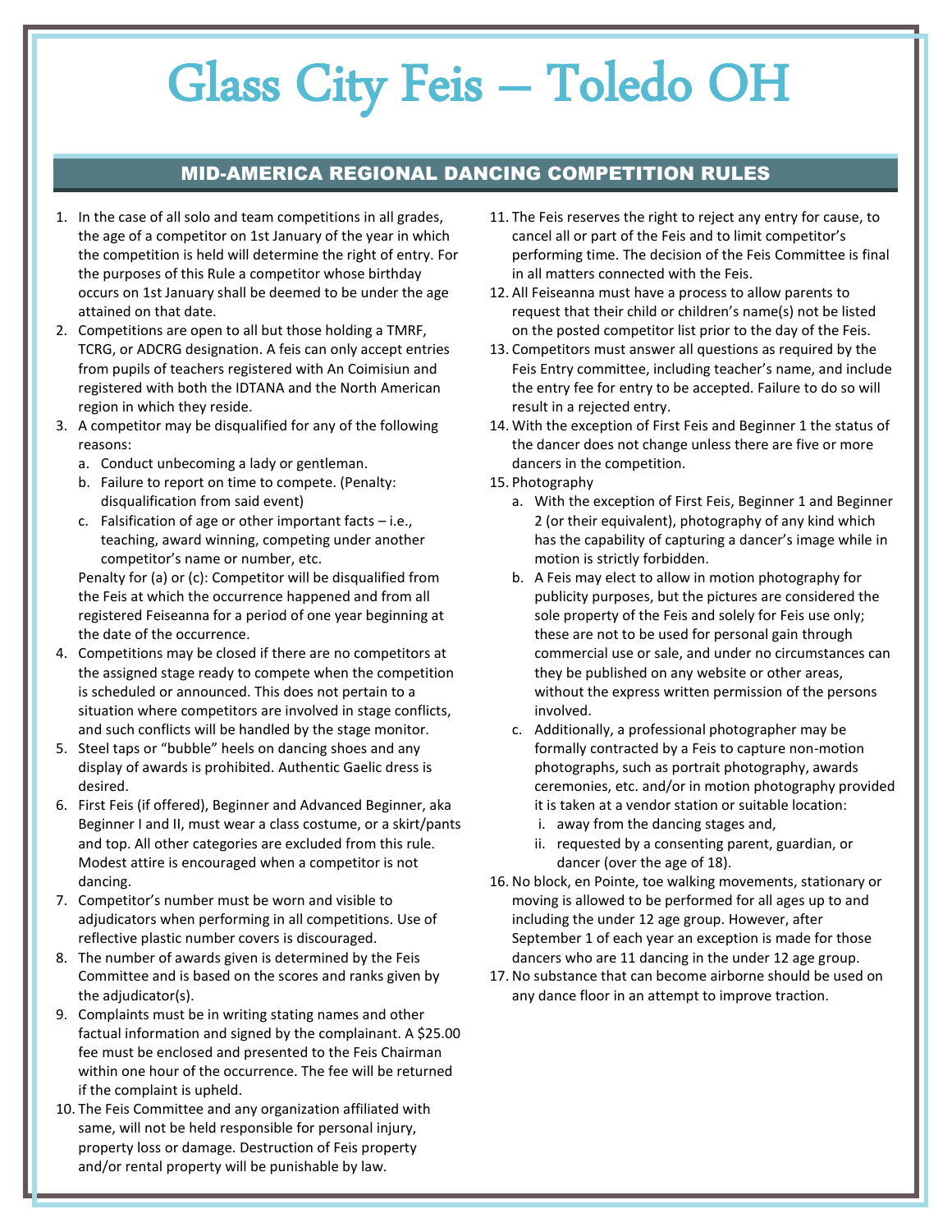# Glass City Feis – Toledo OH

## MID-AMERICA REGIONAL DANCING COMPETITION RULES

1. In the case of all solo and team competitions in all grades, the age of a competitor on 1st January of the year in which the competition is held will determine the right of entry. For the purposes of this Rule a competitor whose birthday occurs on 1st January shall be deemed to be under the age attained on that date.
2. Competitions are open to all but those holding a TMRF, TCRG, or ADCRG designation. A feis can only accept entries from pupils of teachers registered with An Coimisiun and registered with both the IDTANA and the North American region in which they reside.
3. A competitor may be disqualified for any of the following reasons:
   a. Conduct unbecoming a lady or gentleman.
   b. Failure to report on time to compete. (Penalty: disqualification from said event)
   c. Falsification of age or other important facts – i.e., teaching, award winning, competing under another competitor's name or number, etc.

   Penalty for (a) or (c): Competitor will be disqualified from the Feis at which the occurrence happened and from all registered Feiseanna for a period of one year beginning at the date of the occurrence.
4. Competitions may be closed if there are no competitors at the assigned stage ready to compete when the competition is scheduled or announced. This does not pertain to a situation where competitors are involved in stage conflicts, and such conflicts will be handled by the stage monitor.
5. Steel taps or "bubble" heels on dancing shoes and any display of awards is prohibited. Authentic Gaelic dress is desired.
6. First Feis (if offered), Beginner and Advanced Beginner, aka Beginner I and II, must wear a class costume, or a skirt/pants and top. All other categories are excluded from this rule. Modest attire is encouraged when a competitor is not dancing.
7. Competitor's number must be worn and visible to adjudicators when performing in all competitions. Use of reflective plastic number covers is discouraged.
8. The number of awards given is determined by the Feis Committee and is based on the scores and ranks given by the adjudicator(s).
9. Complaints must be in writing stating names and other factual information and signed by the complainant. A $25.00 fee must be enclosed and presented to the Feis Chairman within one hour of the occurrence. The fee will be returned if the complaint is upheld.
10. The Feis Committee and any organization affiliated with same, will not be held responsible for personal injury, property loss or damage. Destruction of Feis property and/or rental property will be punishable by law.
11. The Feis reserves the right to reject any entry for cause, to cancel all or part of the Feis and to limit competitor's performing time. The decision of the Feis Committee is final in all matters connected with the Feis.
12. All Feiseanna must have a process to allow parents to request that their child or children's name(s) not be listed on the posted competitor list prior to the day of the Feis.
13. Competitors must answer all questions as required by the Feis Entry committee, including teacher's name, and include the entry fee for entry to be accepted. Failure to do so will result in a rejected entry.
14. With the exception of First Feis and Beginner 1 the status of the dancer does not change unless there are five or more dancers in the competition.
15. Photography
    a. With the exception of First Feis, Beginner 1 and Beginner 2 (or their equivalent), photography of any kind which has the capability of capturing a dancer's image while in motion is strictly forbidden.
    b. A Feis may elect to allow in motion photography for publicity purposes, but the pictures are considered the sole property of the Feis and solely for Feis use only; these are not to be used for personal gain through commercial use or sale, and under no circumstances can they be published on any website or other areas, without the express written permission of the persons involved.
    c. Additionally, a professional photographer may be formally contracted by a Feis to capture non-motion photographs, such as portrait photography, awards ceremonies, etc. and/or in motion photography provided it is taken at a vendor station or suitable location:
       i. away from the dancing stages and,
       ii. requested by a consenting parent, guardian, or dancer (over the age of 18).
16. No block, en Pointe, toe walking movements, stationary or moving is allowed to be performed for all ages up to and including the under 12 age group. However, after September 1 of each year an exception is made for those dancers who are 11 dancing in the under 12 age group.
17. No substance that can become airborne should be used on any dance floor in an attempt to improve traction.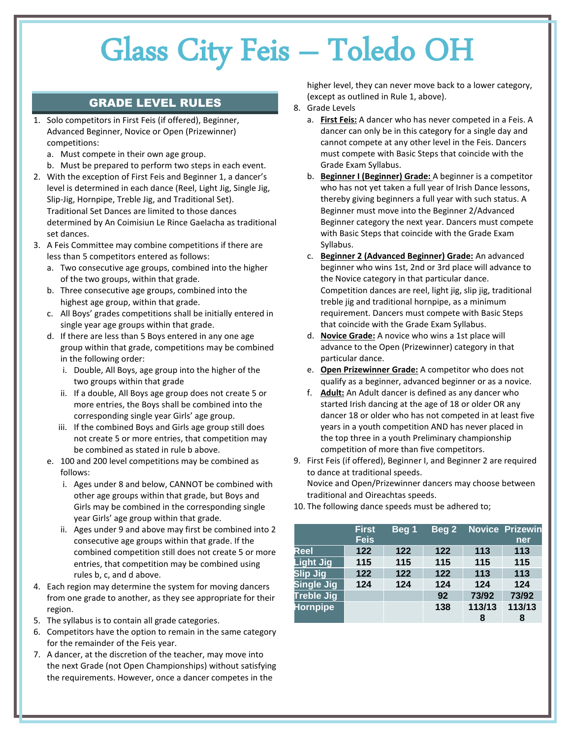# Glass City Feis – Toledo OH

## GRADE LEVEL RULES

1. Solo competitors in First Feis (if offered), Beginner, Advanced Beginner, Novice or Open (Prizewinner) competitions:
   a. Must compete in their own age group.
   b. Must be prepared to perform two steps in each event.
2. With the exception of First Feis and Beginner 1, a dancer's level is determined in each dance (Reel, Light Jig, Single Jig, Slip-Jig, Hornpipe, Treble Jig, and Traditional Set). Traditional Set Dances are limited to those dances determined by An Coimisiun Le Rince Gaelacha as traditional set dances.
3. A Feis Committee may combine competitions if there are less than 5 competitors entered as follows:
   a. Two consecutive age groups, combined into the higher of the two groups, within that grade.
   b. Three consecutive age groups, combined into the highest age group, within that grade.
   c. All Boys' grades competitions shall be initially entered in single year age groups within that grade.
   d. If there are less than 5 Boys entered in any one age group within that grade, competitions may be combined in the following order:
      i. Double, All Boys, age group into the higher of the two groups within that grade
      ii. If a double, All Boys age group does not create 5 or more entries, the Boys shall be combined into the corresponding single year Girls' age group.
      iii. If the combined Boys and Girls age group still does not create 5 or more entries, that competition may be combined as stated in rule b above.
   e. 100 and 200 level competitions may be combined as follows:
      i. Ages under 8 and below, CANNOT be combined with other age groups within that grade, but Boys and Girls may be combined in the corresponding single year Girls' age group within that grade.
      ii. Ages under 9 and above may first be combined into 2 consecutive age groups within that grade. If the combined competition still does not create 5 or more entries, that competition may be combined using rules b, c, and d above.
4. Each region may determine the system for moving dancers from one grade to another, as they see appropriate for their region.
5. The syllabus is to contain all grade categories.
6. Competitors have the option to remain in the same category for the remainder of the Feis year.
7. A dancer, at the discretion of the teacher, may move into the next Grade (not Open Championships) without satisfying the requirements. However, once a dancer competes in the higher level, they can never move back to a lower category, (except as outlined in Rule 1, above).
8. Grade Levels
   a. **First Feis:** A dancer who has never competed in a Feis. A dancer can only be in this category for a single day and cannot compete at any other level in the Feis. Dancers must compete with Basic Steps that coincide with the Grade Exam Syllabus.
   b. **Beginner I (Beginner) Grade:** A beginner is a competitor who has not yet taken a full year of Irish Dance lessons, thereby giving beginners a full year with such status. A Beginner must move into the Beginner 2/Advanced Beginner category the next year. Dancers must compete with Basic Steps that coincide with the Grade Exam Syllabus.
   c. **Beginner 2 (Advanced Beginner) Grade:** An advanced beginner who wins 1st, 2nd or 3rd place will advance to the Novice category in that particular dance. Competition dances are reel, light jig, slip jig, traditional treble jig and traditional hornpipe, as a minimum requirement. Dancers must compete with Basic Steps that coincide with the Grade Exam Syllabus.
   d. **Novice Grade:** A novice who wins a 1st place will advance to the Open (Prizewinner) category in that particular dance.
   e. **Open Prizewinner Grade:** A competitor who does not qualify as a beginner, advanced beginner or as a novice.
   f. **Adult:** An Adult dancer is defined as any dancer who started Irish dancing at the age of 18 or older OR any dancer 18 or older who has not competed in at least five years in a youth competition AND has never placed in the top three in a youth Preliminary championship competition of more than five competitors.
9. First Feis (if offered), Beginner I, and Beginner 2 are required to dance at traditional speeds.
   Novice and Open/Prizewinner dancers may choose between traditional and Oireachtas speeds.
10. The following dance speeds must be adhered to;

| | First Feis | Beg 1 | Beg 2 | Novice | Prizewinner |
|---|---|---|---|---|---|
| Reel | 122 | 122 | 122 | 113 | 113 |
| Light Jig | 115 | 115 | 115 | 115 | 115 |
| Slip Jig | 122 | 122 | 122 | 113 | 113 |
| Single Jig | 124 | 124 | 124 | 124 | 124 |
| Treble Jig | | | 92 | 73/92 | 73/92 |
| Hornpipe | | | 138 | 113/138 | 113/138 |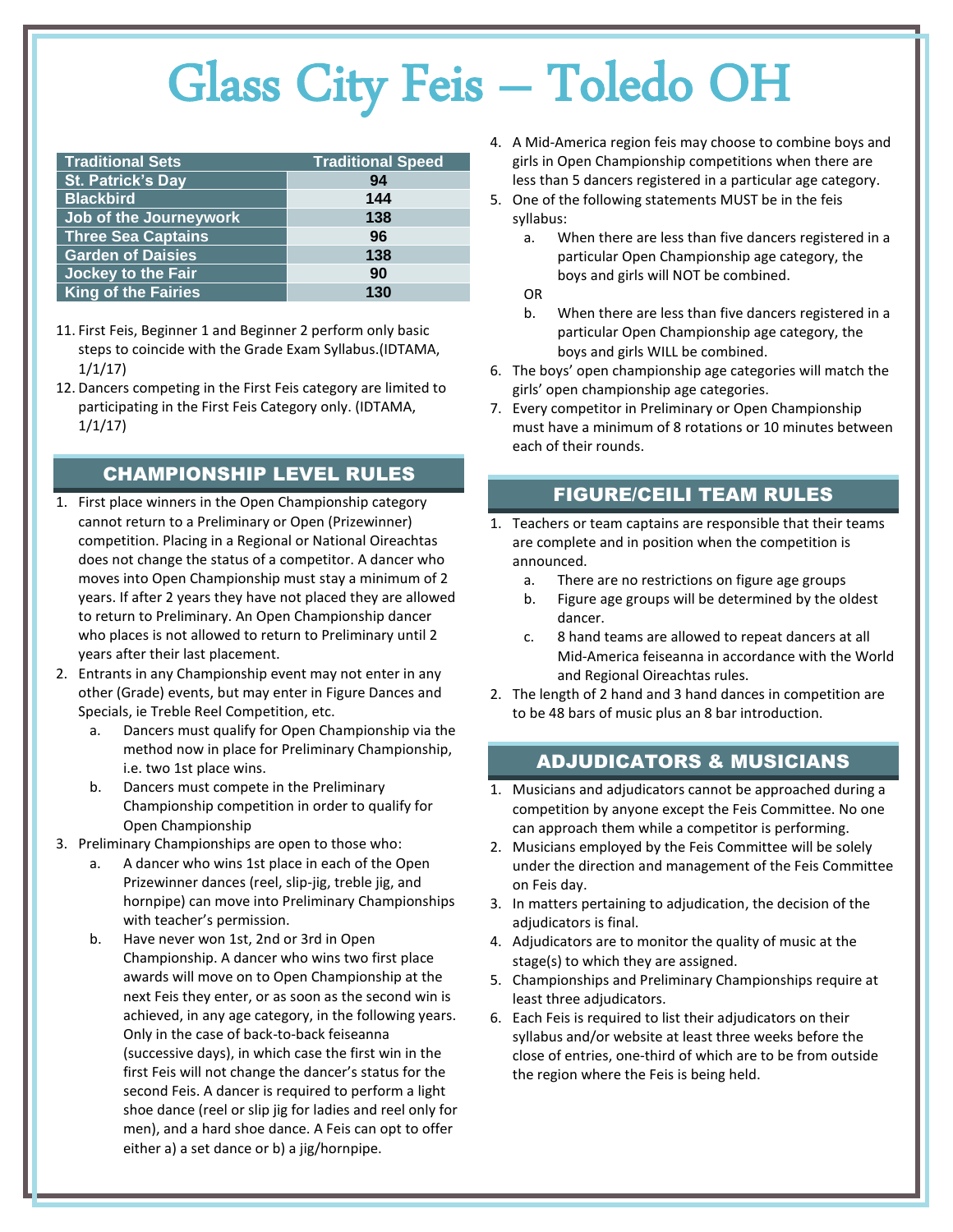# Glass City Feis – Toledo OH

| Traditional Sets | Traditional Speed |
|---|---|
| St. Patrick's Day | 94 |
| Blackbird | 144 |
| Job of the Journeywork | 138 |
| Three Sea Captains | 96 |
| Garden of Daisies | 138 |
| Jockey to the Fair | 90 |
| King of the Fairies | 130 |

11. First Feis, Beginner 1 and Beginner 2 perform only basic steps to coincide with the Grade Exam Syllabus.(IDTAMA, 1/1/17)
12. Dancers competing in the First Feis category are limited to participating in the First Feis Category only. (IDTAMA, 1/1/17)

## CHAMPIONSHIP LEVEL RULES

1. First place winners in the Open Championship category cannot return to a Preliminary or Open (Prizewinner) competition. Placing in a Regional or National Oireachtas does not change the status of a competitor. A dancer who moves into Open Championship must stay a minimum of 2 years. If after 2 years they have not placed they are allowed to return to Preliminary. An Open Championship dancer who places is not allowed to return to Preliminary until 2 years after their last placement.
2. Entrants in any Championship event may not enter in any other (Grade) events, but may enter in Figure Dances and Specials, ie Treble Reel Competition, etc.
   a. Dancers must qualify for Open Championship via the method now in place for Preliminary Championship, i.e. two 1st place wins.
   b. Dancers must compete in the Preliminary Championship competition in order to qualify for Open Championship
3. Preliminary Championships are open to those who:
   a. A dancer who wins 1st place in each of the Open Prizewinner dances (reel, slip-jig, treble jig, and hornpipe) can move into Preliminary Championships with teacher's permission.
   b. Have never won 1st, 2nd or 3rd in Open Championship. A dancer who wins two first place awards will move on to Open Championship at the next Feis they enter, or as soon as the second win is achieved, in any age category, in the following years. Only in the case of back-to-back feiseanna (successive days), in which case the first win in the first Feis will not change the dancer's status for the second Feis. A dancer is required to perform a light shoe dance (reel or slip jig for ladies and reel only for men), and a hard shoe dance. A Feis can opt to offer either a) a set dance or b) a jig/hornpipe.
4. A Mid-America region feis may choose to combine boys and girls in Open Championship competitions when there are less than 5 dancers registered in a particular age category.
5. One of the following statements MUST be in the feis syllabus:
   a. When there are less than five dancers registered in a particular Open Championship age category, the boys and girls will NOT be combined.

   OR

   b. When there are less than five dancers registered in a particular Open Championship age category, the boys and girls WILL be combined.
6. The boys' open championship age categories will match the girls' open championship age categories.
7. Every competitor in Preliminary or Open Championship must have a minimum of 8 rotations or 10 minutes between each of their rounds.

## FIGURE/CEILI TEAM RULES

1. Teachers or team captains are responsible that their teams are complete and in position when the competition is announced.
   a. There are no restrictions on figure age groups
   b. Figure age groups will be determined by the oldest dancer.
   c. 8 hand teams are allowed to repeat dancers at all Mid-America feiseanna in accordance with the World and Regional Oireachtas rules.
2. The length of 2 hand and 3 hand dances in competition are to be 48 bars of music plus an 8 bar introduction.

## ADJUDICATORS & MUSICIANS

1. Musicians and adjudicators cannot be approached during a competition by anyone except the Feis Committee. No one can approach them while a competitor is performing.
2. Musicians employed by the Feis Committee will be solely under the direction and management of the Feis Committee on Feis day.
3. In matters pertaining to adjudication, the decision of the adjudicators is final.
4. Adjudicators are to monitor the quality of music at the stage(s) to which they are assigned.
5. Championships and Preliminary Championships require at least three adjudicators.
6. Each Feis is required to list their adjudicators on their syllabus and/or website at least three weeks before the close of entries, one-third of which are to be from outside the region where the Feis is being held.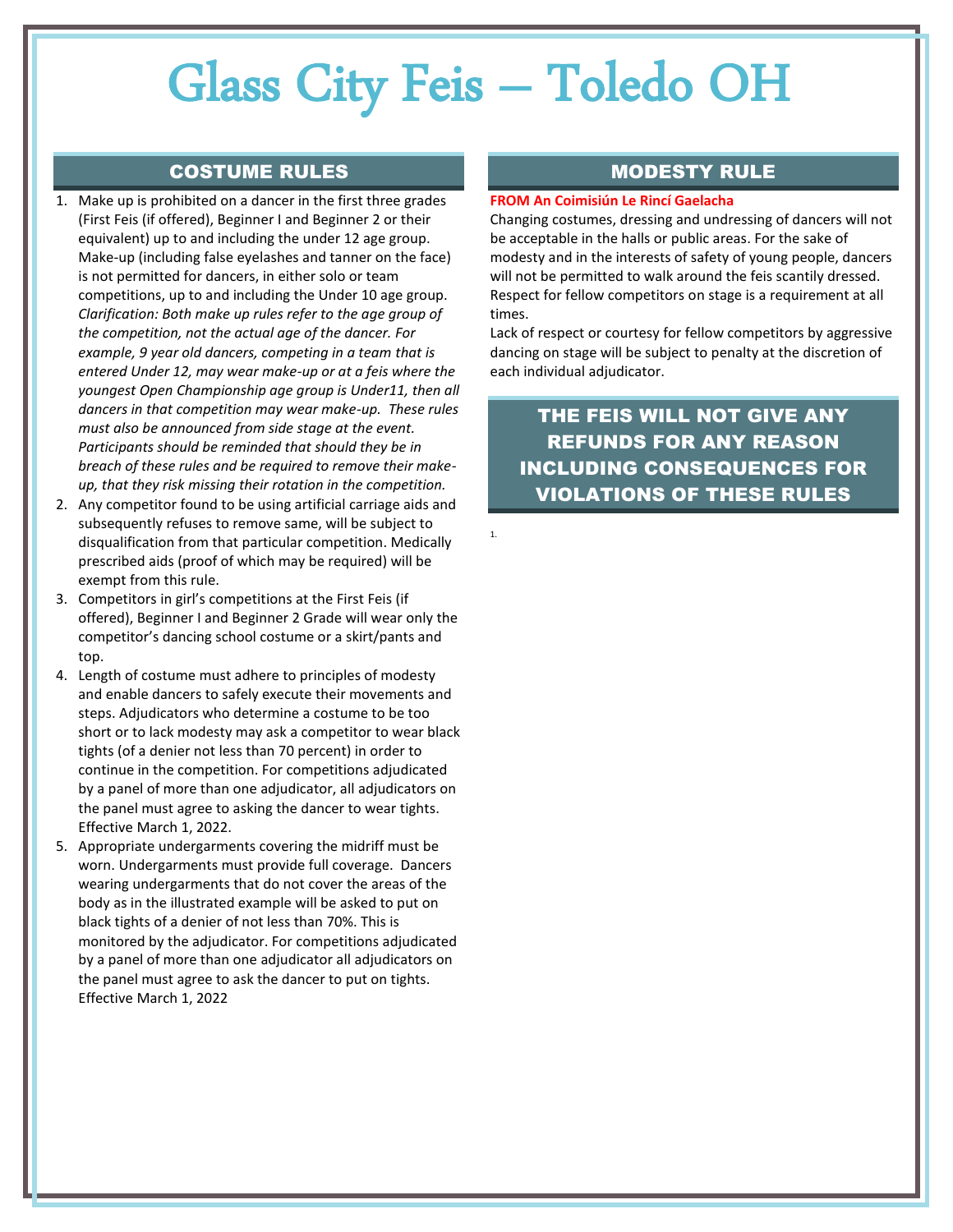# Glass City Feis – Toledo OH

## COSTUME RULES

1. Make up is prohibited on a dancer in the first three grades (First Feis (if offered), Beginner I and Beginner 2 or their equivalent) up to and including the under 12 age group. Make-up (including false eyelashes and tanner on the face) is not permitted for dancers, in either solo or team competitions, up to and including the Under 10 age group. *Clarification: Both make up rules refer to the age group of the competition, not the actual age of the dancer. For example, 9 year old dancers, competing in a team that is entered Under 12, may wear make-up or at a feis where the youngest Open Championship age group is Under11, then all dancers in that competition may wear make-up. These rules must also be announced from side stage at the event. Participants should be reminded that should they be in breach of these rules and be required to remove their make-up, that they risk missing their rotation in the competition.*
2. Any competitor found to be using artificial carriage aids and subsequently refuses to remove same, will be subject to disqualification from that particular competition. Medically prescribed aids (proof of which may be required) will be exempt from this rule.
3. Competitors in girl's competitions at the First Feis (if offered), Beginner I and Beginner 2 Grade will wear only the competitor's dancing school costume or a skirt/pants and top.
4. Length of costume must adhere to principles of modesty and enable dancers to safely execute their movements and steps. Adjudicators who determine a costume to be too short or to lack modesty may ask a competitor to wear black tights (of a denier not less than 70 percent) in order to continue in the competition. For competitions adjudicated by a panel of more than one adjudicator, all adjudicators on the panel must agree to asking the dancer to wear tights. Effective March 1, 2022.
5. Appropriate undergarments covering the midriff must be worn. Undergarments must provide full coverage. Dancers wearing undergarments that do not cover the areas of the body as in the illustrated example will be asked to put on black tights of a denier of not less than 70%. This is monitored by the adjudicator. For competitions adjudicated by a panel of more than one adjudicator all adjudicators on the panel must agree to ask the dancer to put on tights. Effective March 1, 2022

## MODESTY RULE

**FROM An Coimisiún Le Rincí Gaelacha**

Changing costumes, dressing and undressing of dancers will not be acceptable in the halls or public areas. For the sake of modesty and in the interests of safety of young people, dancers will not be permitted to walk around the feis scantily dressed. Respect for fellow competitors on stage is a requirement at all times.

Lack of respect or courtesy for fellow competitors by aggressive dancing on stage will be subject to penalty at the discretion of each individual adjudicator.

## THE FEIS WILL NOT GIVE ANY REFUNDS FOR ANY REASON INCLUDING CONSEQUENCES FOR VIOLATIONS OF THESE RULES

1.